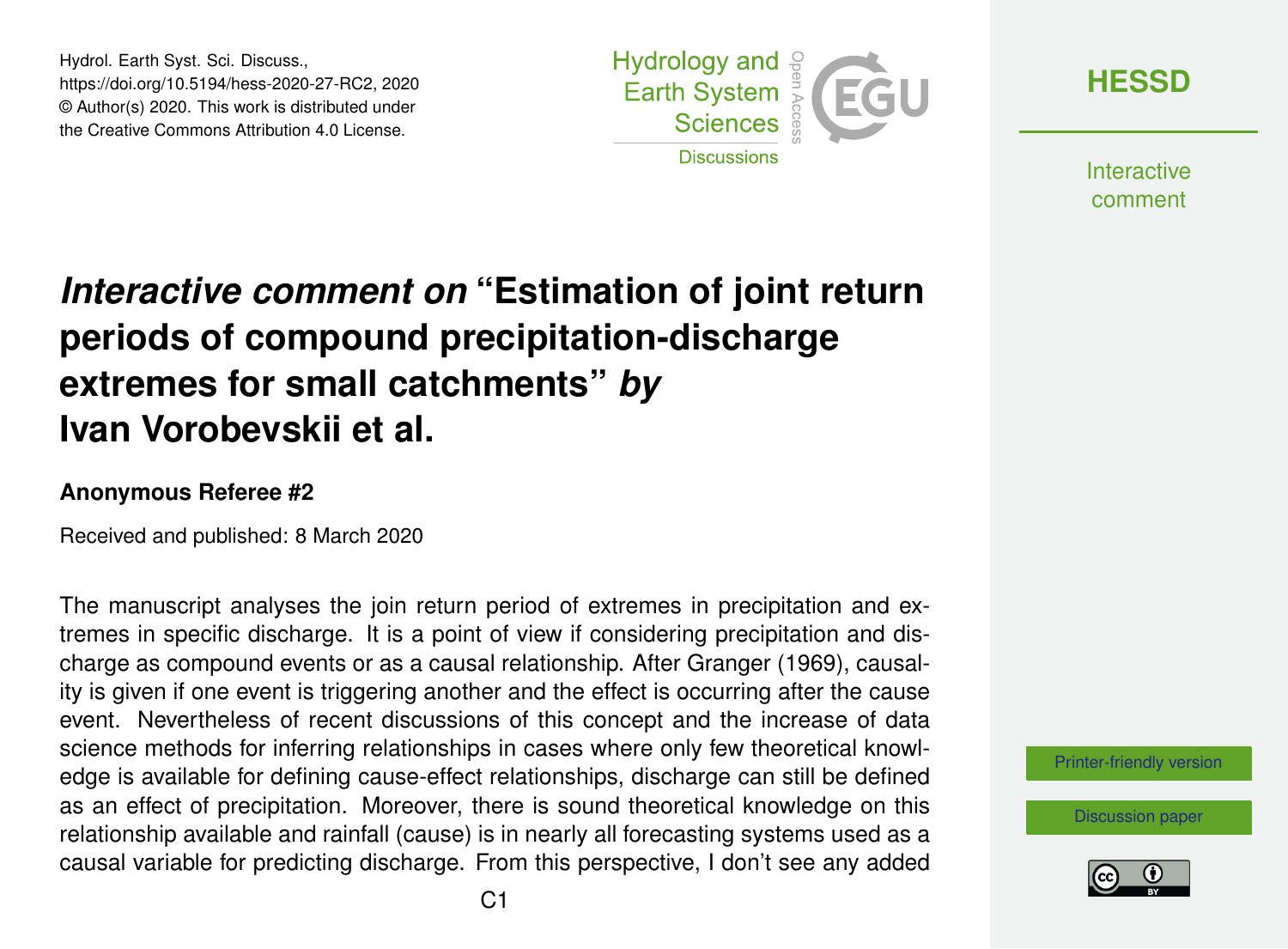# *Interactive comment on* "Estimation of joint return periods of compound precipitation-discharge extremes for small catchments" *by* Ivan Vorobevskii et al.

### Anonymous Referee #2

Received and published: 8 March 2020

The manuscript analyses the join return period of extremes in precipitation and extremes in specific discharge. It is a point of view if considering precipitation and discharge as compound events or as a causal relationship. After Granger (1969), causality is given if one event is triggering another and the effect is occurring after the cause event. Nevertheless of recent discussions of this concept and the increase of data science methods for inferring relationships in cases where only few theoretical knowledge is available for defining cause-effect relationships, discharge can still be defined as an effect of precipitation. Moreover, there is sound theoretical knowledge on this relationship available and rainfall (cause) is in nearly all forecasting systems used as a causal variable for predicting discharge. From this perspective, I don't see any added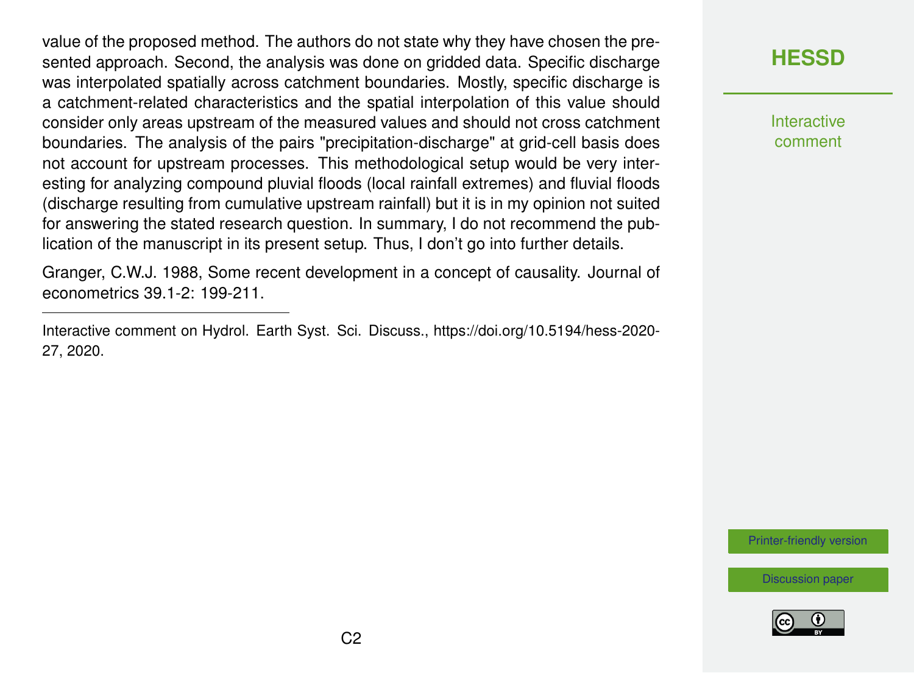value of the proposed method. The authors do not state why they have chosen the presented approach. Second, the analysis was done on gridded data. Specific discharge was interpolated spatially across catchment boundaries. Mostly, specific discharge is a catchment-related characteristics and the spatial interpolation of this value should consider only areas upstream of the measured values and should not cross catchment boundaries. The analysis of the pairs "precipitation-discharge" at grid-cell basis does not account for upstream processes. This methodological setup would be very interesting for analyzing compound pluvial floods (local rainfall extremes) and fluvial floods (discharge resulting from cumulative upstream rainfall) but it is in my opinion not suited for answering the stated research question. In summary, I do not recommend the publication of the manuscript in its present setup. Thus, I don't go into further details.

Granger, C.W.J. 1988, Some recent development in a concept of causality. Journal of econometrics 39.1-2: 199-211.

---

Interactive comment on Hydrol. Earth Syst. Sci. Discuss., https://doi.org/10.5194/hess-2020-27, 2020.